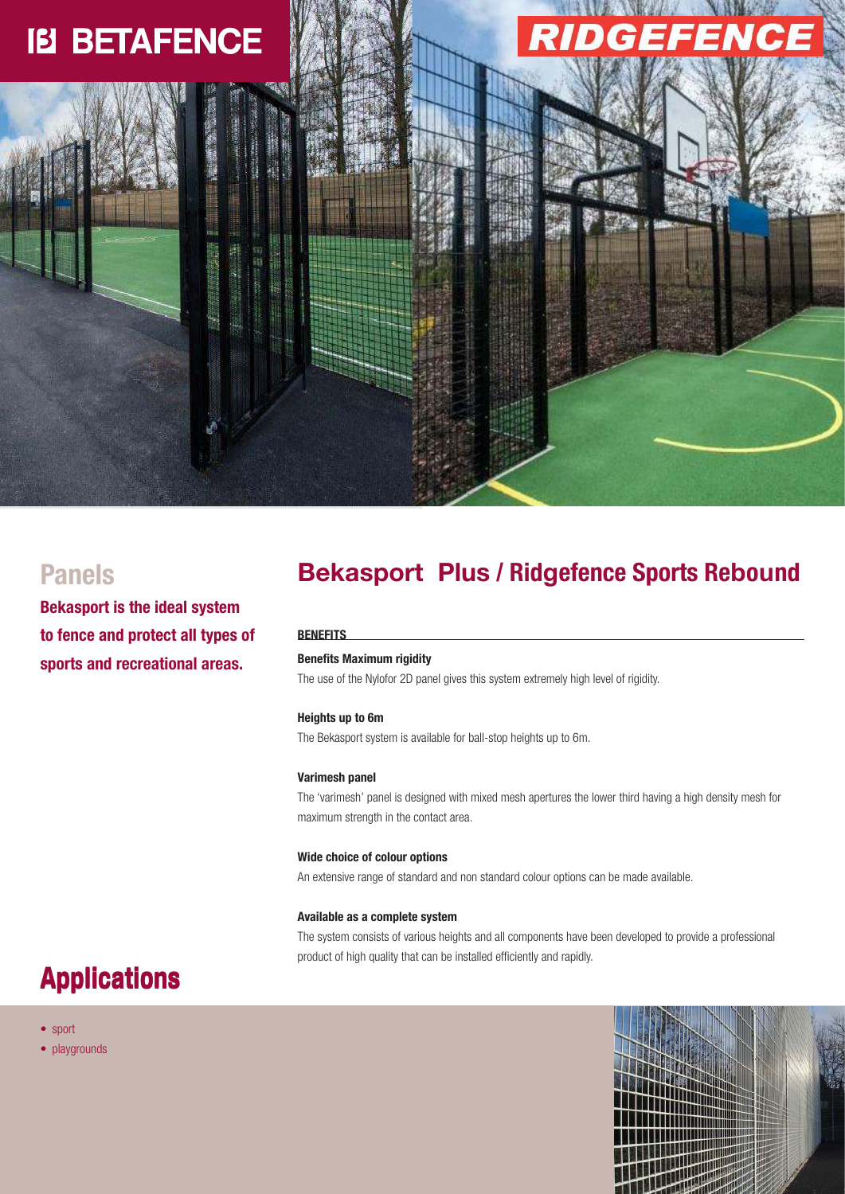BETAFENCE

RIDGEFENCE

## Panels

**Bekasport is the ideal system to fence and protect all types of sports and recreational areas.**

# Bekasport Plus / Ridgefence Sports Rebound

**BENEFITS**

**Benefits Maximum rigidity**

The use of the Nylofor 2D panel gives this system extremely high level of rigidity.

**Heights up to 6m**

The Bekasport system is available for ball-stop heights up to 6m.

**Varimesh panel**

The 'varimesh' panel is designed with mixed mesh apertures the lower third having a high density mesh for maximum strength in the contact area.

**Wide choice of colour options**

An extensive range of standard and non standard colour options can be made available.

**Available as a complete system**

The system consists of various heights and all components have been developed to provide a professional product of high quality that can be installed efficiently and rapidly.

# Applications

- sport
- playgrounds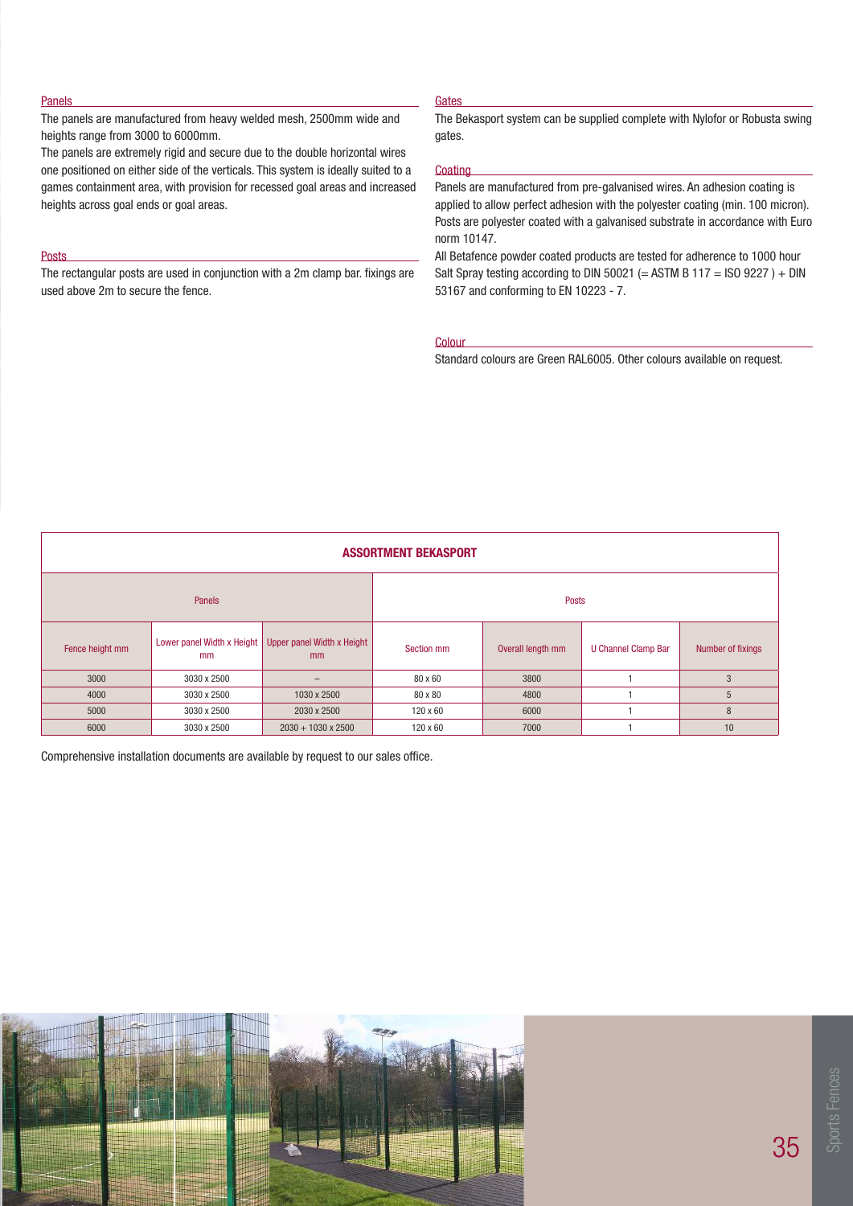## Panels

The panels are manufactured from heavy welded mesh, 2500mm wide and heights range from 3000 to 6000mm.
The panels are extremely rigid and secure due to the double horizontal wires one positioned on either side of the verticals. This system is ideally suited to a games containment area, with provision for recessed goal areas and increased heights across goal ends or goal areas.

## Posts

The rectangular posts are used in conjunction with a 2m clamp bar. fixings are used above 2m to secure the fence.

## Gates

The Bekasport system can be supplied complete with Nylofor or Robusta swing gates.

## Coating

Panels are manufactured from pre-galvanised wires. An adhesion coating is applied to allow perfect adhesion with the polyester coating (min. 100 micron). Posts are polyester coated with a galvanised substrate in accordance with Euro norm 10147.
All Betafence powder coated products are tested for adherence to 1000 hour Salt Spray testing according to DIN 50021 (= ASTM B 117 = ISO 9227 ) + DIN 53167 and conforming to EN 10223 - 7.

## Colour

Standard colours are Green RAL6005. Other colours available on request.

| ASSORTMENT BEKASPORT | | | | | | |
|---|---|---|---|---|---|---|
| Panels | | | Posts | | | |
| Fence height mm | Lower panel Width x Height mm | Upper panel Width x Height mm | Section mm | Overall length mm | U Channel Clamp Bar | Number of fixings |
| 3000 | 3030 x 2500 | – | 80 x 60 | 3800 | 1 | 3 |
| 4000 | 3030 x 2500 | 1030 x 2500 | 80 x 80 | 4800 | 1 | 5 |
| 5000 | 3030 x 2500 | 2030 x 2500 | 120 x 60 | 6000 | 1 | 8 |
| 6000 | 3030 x 2500 | 2030 + 1030 x 2500 | 120 x 60 | 7000 | 1 | 10 |

Comprehensive installation documents are available by request to our sales office.